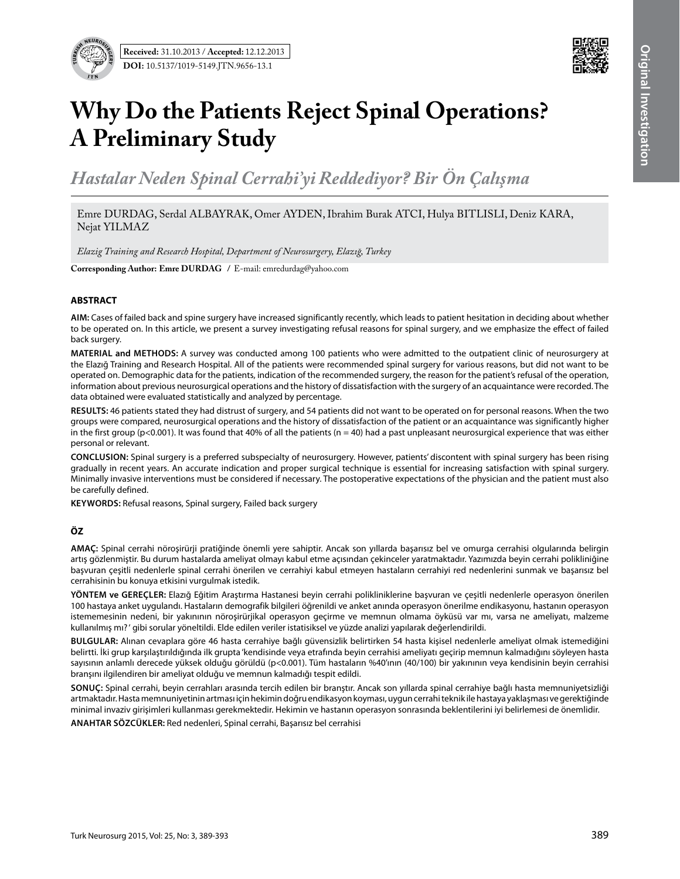**Received:** 31.10.2013 / **Accepted:** 12.12.2013

**DOI:** 10.5137/1019-5149.JTN.9656-13.1

# Why Do the Patients Reject Spinal Operations? A Preliminary Study

## *Hastalar Neden Spinal Cerrahi'yi Reddediyor? Bir Ön Çalışma*

Emre DURDAG, Serdal ALBAYRAK, Omer AYDEN, Ibrahim Burak ATCI, Hulya BITLISLI, Deniz KARA, Nejat YILMAZ

*Elazig Training and Research Hospital, Department of Neurosurgery, Elazığ, Turkey*

**Corresponding Author: Emre DURDAG** / E-mail: emredurdag@yahoo.com

### ABSTRACT

**AIM:** Cases of failed back and spine surgery have increased significantly recently, which leads to patient hesitation in deciding about whether to be operated on. In this article, we present a survey investigating refusal reasons for spinal surgery, and we emphasize the effect of failed back surgery.

**MATERIAL and METHODS:** A survey was conducted among 100 patients who were admitted to the outpatient clinic of neurosurgery at the Elazığ Training and Research Hospital. All of the patients were recommended spinal surgery for various reasons, but did not want to be operated on. Demographic data for the patients, indication of the recommended surgery, the reason for the patient's refusal of the operation, information about previous neurosurgical operations and the history of dissatisfaction with the surgery of an acquaintance were recorded. The data obtained were evaluated statistically and analyzed by percentage.

**RESULTS:** 46 patients stated they had distrust of surgery, and 54 patients did not want to be operated on for personal reasons. When the two groups were compared, neurosurgical operations and the history of dissatisfaction of the patient or an acquaintance was significantly higher in the first group ($p<0.001$). It was found that 40% of all the patients (n = 40) had a past unpleasant neurosurgical experience that was either personal or relevant.

**CONCLUSION:** Spinal surgery is a preferred subspecialty of neurosurgery. However, patients' discontent with spinal surgery has been rising gradually in recent years. An accurate indication and proper surgical technique is essential for increasing satisfaction with spinal surgery. Minimally invasive interventions must be considered if necessary. The postoperative expectations of the physician and the patient must also be carefully defined.

**KEYWORDS:** Refusal reasons, Spinal surgery, Failed back surgery

### ÖZ

**AMAÇ:** Spinal cerrahi nöroşirürji pratiğinde önemli yere sahiptir. Ancak son yıllarda başarısız bel ve omurga cerrahisi olgularında belirgin artış gözlenmiştir. Bu durum hastalarda ameliyat olmayı kabul etme açısından çekinceler yaratmaktadır. Yazımızda beyin cerrahi polikliniğine başvuran çeşitli nedenlerle spinal cerrahi önerilen ve cerrahiyi kabul etmeyen hastaların cerrahiyi red nedenlerini sunmak ve başarısız bel cerrahisinin bu konuya etkisini vurgulmak istedik.

**YÖNTEM ve GEREÇLER:** Elazığ Eğitim Araştırma Hastanesi beyin cerrahi polikliniklerine başvuran ve çeşitli nedenlerle operasyon önerilen 100 hastaya anket uygulandı. Hastaların demografik bilgileri öğrenildi ve anket anında operasyon önerilme endikasyonu, hastanın operasyon istememesinin nedeni, bir yakınının nöroşirürjikal operasyon geçirme ve memnun olmama öyküsü var mı, varsa ne ameliyatı, malzeme kullanılmış mı? ' gibi sorular yöneltildi. Elde edilen veriler istatisiksel ve yüzde analizi yapılarak değerlendirildi.

**BULGULAR:** Alınan cevaplara göre 46 hasta cerrahiye bağlı güvensizlik belirtirken 54 hasta kişisel nedenlerle ameliyat olmak istemediğini belirtti. İki grup karşılaştırıldığında ilk grupta 'kendisinde veya etrafında beyin cerrahisi ameliyatı geçirip memnun kalmadığını söyleyen hasta sayısının anlamlı derecede yüksek olduğu görüldü ($p<0.001$). Tüm hastaların %40'ının (40/100) bir yakınının veya kendisinin beyin cerrahisi branşını ilgilendiren bir ameliyat olduğu ve memnun kalmadığı tespit edildi.

**SONUÇ:** Spinal cerrahi, beyin cerrahları arasında tercih edilen bir branştır. Ancak son yıllarda spinal cerrahiye bağlı hasta memnuniyetsizliği artmaktadır. Hasta memnuniyetinin artması için hekimin doğru endikasyon koyması, uygun cerrahi teknik ile hastaya yaklaşması ve gerektiğinde minimal invaziv girişimleri kullanması gerekmektedir. Hekimin ve hastanın operasyon sonrasında beklentilerini iyi belirlemesi de önemlidir.

**ANAHTAR SÖZCÜKLER:** Red nedenleri, Spinal cerrahi, Başarısız bel cerrahisi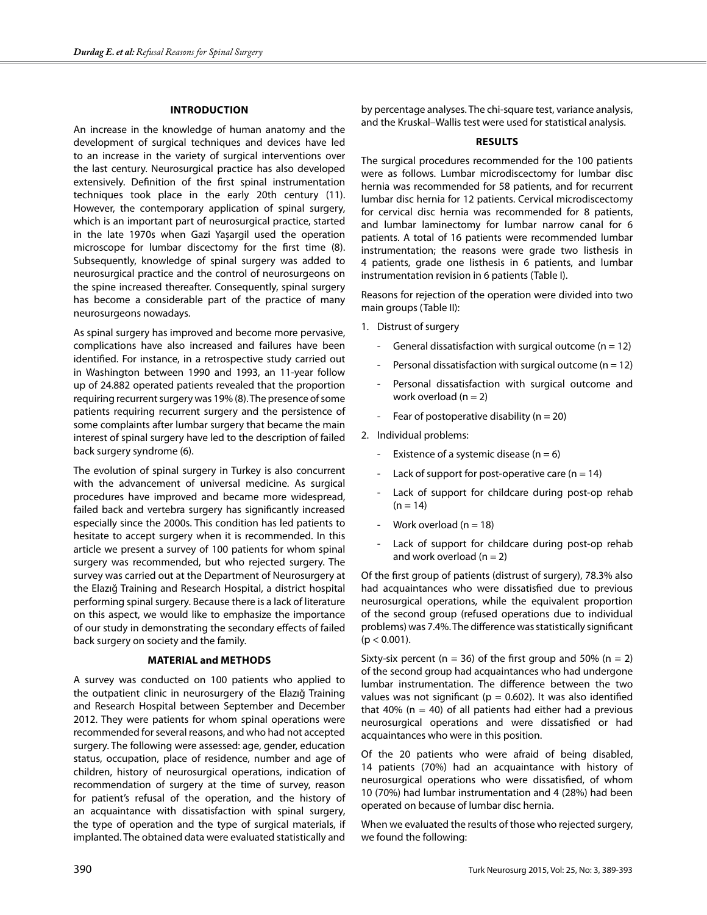## INTRODUCTION

An increase in the knowledge of human anatomy and the development of surgical techniques and devices have led to an increase in the variety of surgical interventions over the last century. Neurosurgical practice has also developed extensively. Definition of the first spinal instrumentation techniques took place in the early 20th century (11). However, the contemporary application of spinal surgery, which is an important part of neurosurgical practice, started in the late 1970s when Gazi Yaşargil used the operation microscope for lumbar discectomy for the first time (8). Subsequently, knowledge of spinal surgery was added to neurosurgical practice and the control of neurosurgeons on the spine increased thereafter. Consequently, spinal surgery has become a considerable part of the practice of many neurosurgeons nowadays.

As spinal surgery has improved and become more pervasive, complications have also increased and failures have been identified. For instance, in a retrospective study carried out in Washington between 1990 and 1993, an 11-year follow up of 24.882 operated patients revealed that the proportion requiring recurrent surgery was 19% (8). The presence of some patients requiring recurrent surgery and the persistence of some complaints after lumbar surgery that became the main interest of spinal surgery have led to the description of failed back surgery syndrome (6).

The evolution of spinal surgery in Turkey is also concurrent with the advancement of universal medicine. As surgical procedures have improved and became more widespread, failed back and vertebra surgery has significantly increased especially since the 2000s. This condition has led patients to hesitate to accept surgery when it is recommended. In this article we present a survey of 100 patients for whom spinal surgery was recommended, but who rejected surgery. The survey was carried out at the Department of Neurosurgery at the Elazığ Training and Research Hospital, a district hospital performing spinal surgery. Because there is a lack of literature on this aspect, we would like to emphasize the importance of our study in demonstrating the secondary effects of failed back surgery on society and the family.

## MATERIAL and METHODS

A survey was conducted on 100 patients who applied to the outpatient clinic in neurosurgery of the Elazığ Training and Research Hospital between September and December 2012. They were patients for whom spinal operations were recommended for several reasons, and who had not accepted surgery. The following were assessed: age, gender, education status, occupation, place of residence, number and age of children, history of neurosurgical operations, indication of recommendation of surgery at the time of survey, reason for patient's refusal of the operation, and the history of an acquaintance with dissatisfaction with spinal surgery, the type of operation and the type of surgical materials, if implanted. The obtained data were evaluated statistically and by percentage analyses. The chi-square test, variance analysis, and the Kruskal–Wallis test were used for statistical analysis.

## RESULTS

The surgical procedures recommended for the 100 patients were as follows. Lumbar microdiscectomy for lumbar disc hernia was recommended for 58 patients, and for recurrent lumbar disc hernia for 12 patients. Cervical microdiscectomy for cervical disc hernia was recommended for 8 patients, and lumbar laminectomy for lumbar narrow canal for 6 patients. A total of 16 patients were recommended lumbar instrumentation; the reasons were grade two listhesis in 4 patients, grade one listhesis in 6 patients, and lumbar instrumentation revision in 6 patients (Table I).

Reasons for rejection of the operation were divided into two main groups (Table II):

1. Distrust of surgery
   - General dissatisfaction with surgical outcome (n = 12)
   - Personal dissatisfaction with surgical outcome (n = 12)
   - Personal dissatisfaction with surgical outcome and work overload (n = 2)
   - Fear of postoperative disability (n = 20)
2. Individual problems:
   - Existence of a systemic disease (n = 6)
   - Lack of support for post-operative care (n = 14)
   - Lack of support for childcare during post-op rehab (n = 14)
   - Work overload (n = 18)
   - Lack of support for childcare during post-op rehab and work overload (n = 2)

Of the first group of patients (distrust of surgery), 78.3% also had acquaintances who were dissatisfied due to previous neurosurgical operations, while the equivalent proportion of the second group (refused operations due to individual problems) was 7.4%. The difference was statistically significant ($p < 0.001$).

Sixty-six percent (n = 36) of the first group and 50% (n = 2) of the second group had acquaintances who had undergone lumbar instrumentation. The difference between the two values was not significant ($p = 0.602$). It was also identified that 40% (n = 40) of all patients had either had a previous neurosurgical operations and were dissatisfied or had acquaintances who were in this position.

Of the 20 patients who were afraid of being disabled, 14 patients (70%) had an acquaintance with history of neurosurgical operations who were dissatisfied, of whom 10 (70%) had lumbar instrumentation and 4 (28%) had been operated on because of lumbar disc hernia.

When we evaluated the results of those who rejected surgery, we found the following: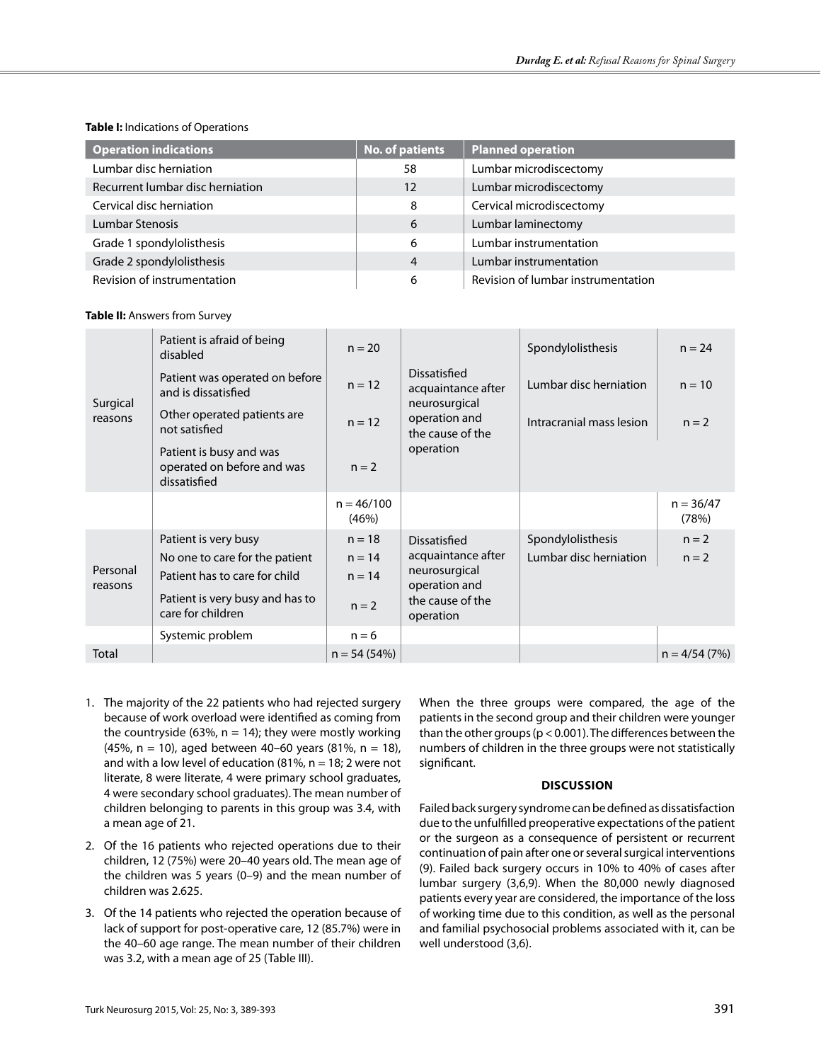**Table I:** Indications of Operations

| Operation indications | No. of patients | Planned operation |
|---|---|---|
| Lumbar disc herniation | 58 | Lumbar microdiscectomy |
| Recurrent lumbar disc herniation | 12 | Lumbar microdiscectomy |
| Cervical disc herniation | 8 | Cervical microdiscectomy |
| Lumbar Stenosis | 6 | Lumbar laminectomy |
| Grade 1 spondylolisthesis | 6 | Lumbar instrumentation |
| Grade 2 spondylolisthesis | 4 | Lumbar instrumentation |
| Revision of instrumentation | 6 | Revision of lumbar instrumentation |

**Table II:** Answers from Survey

| | | | | | |
|---|---|---|---|---|---|
| Surgical reasons | Patient is afraid of being disabled | n = 20 | Dissatisfied acquaintance after neurosurgical operation and the cause of the operation | Spondylolisthesis | n = 24 |
| | Patient was operated on before and is dissatisfied | n = 12 | | Lumbar disc herniation | n = 10 |
| | Other operated patients are not satisfied | n = 12 | | Intracranial mass lesion | n = 2 |
| | Patient is busy and was operated on before and was dissatisfied | n = 2 | | | |
| | | n = 46/100 (46%) | | | n = 36/47 (78%) |
| Personal reasons | Patient is very busy | n = 18 | Dissatisfied acquaintance after neurosurgical operation and the cause of the operation | Spondylolisthesis | n = 2 |
| | No one to care for the patient | n = 14 | | Lumbar disc herniation | n = 2 |
| | Patient has to care for child | n = 14 | | | |
| | Patient is very busy and has to care for children | n = 2 | | | |
| | Systemic problem | n = 6 | | | |
| Total | | n = 54 (54%) | | | n = 4/54 (7%) |

1. The majority of the 22 patients who had rejected surgery because of work overload were identified as coming from the countryside (63%, n = 14); they were mostly working (45%, n = 10), aged between 40–60 years (81%, n = 18), and with a low level of education (81%, n = 18; 2 were not literate, 8 were literate, 4 were primary school graduates, 4 were secondary school graduates). The mean number of children belonging to parents in this group was 3.4, with a mean age of 21.
2. Of the 16 patients who rejected operations due to their children, 12 (75%) were 20–40 years old. The mean age of the children was 5 years (0–9) and the mean number of children was 2.625.
3. Of the 14 patients who rejected the operation because of lack of support for post-operative care, 12 (85.7%) were in the 40–60 age range. The mean number of their children was 3.2, with a mean age of 25 (Table III).

When the three groups were compared, the age of the patients in the second group and their children were younger than the other groups ($p < 0.001$). The differences between the numbers of children in the three groups were not statistically significant.

## DISCUSSION

Failed back surgery syndrome can be defined as dissatisfaction due to the unfulfilled preoperative expectations of the patient or the surgeon as a consequence of persistent or recurrent continuation of pain after one or several surgical interventions (9). Failed back surgery occurs in 10% to 40% of cases after lumbar surgery (3,6,9). When the 80,000 newly diagnosed patients every year are considered, the importance of the loss of working time due to this condition, as well as the personal and familial psychosocial problems associated with it, can be well understood (3,6).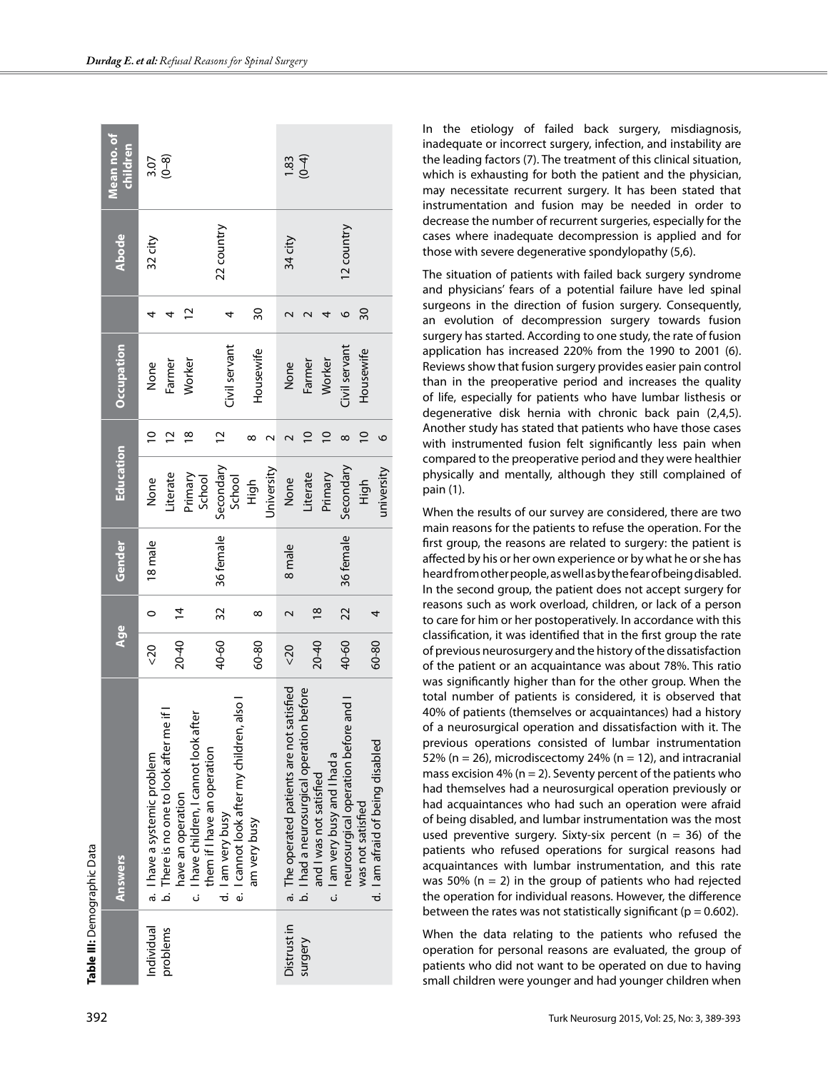**Table III:** Demographic Data

| | Answers | Age | | Gender | Education | | Occupation | | Abode | Mean no. of children |
|---|---|---|---|---|---|---|---|---|---|---|
| Individual problems | a. I have a systemic problem | <20 | 0 | 18 male | None | 10 | None | 4 | 32 city | 3.07 (0–8) |
| | b. There is no one to look after me if I have an operation | 20-40 | 14 | | Literate | 12 | Farmer | 4 | | |
| | c. I have children, I cannot look after them if I have an operation | | | | Primary School | 18 | Worker | 12 | | |
| | d. I am very busy | 40-60 | 32 | 36 female | Secondary School | 12 | Civil servant | 4 | 22 country | |
| | e. I cannot look after my children, also I am very busy | 60-80 | 8 | | High | 8 | Housewife | 30 | | |
| | | | | | University | 2 | | | | |
| Distrust in surgery | a. The operated patients are not satisfied | <20 | 2 | 8 male | None | 2 | None | 2 | 34 city | 1.83 (0–4) |
| | b. I had a neurosurgical operation before and I was not satisfied | 20-40 | 18 | | Literate | 10 | Farmer | 2 | | |
| | c. I am very busy and I had a neurosurgical operation before and I was not satisfied | | | | Primary | 10 | Worker | 4 | | |
| | d. I am afraid of being disabled | 40-60 | 22 | 36 female | Secondary | 8 | Civil servant | 6 | 12 country | |
| | | 60-80 | 4 | | High | 10 | Housewife | 30 | | |
| | | | | | university | 6 | | | | |

In the etiology of failed back surgery, misdiagnosis, inadequate or incorrect surgery, infection, and instability are the leading factors (7). The treatment of this clinical situation, which is exhausting for both the patient and the physician, may necessitate recurrent surgery. It has been stated that instrumentation and fusion may be needed in order to decrease the number of recurrent surgeries, especially for the cases where inadequate decompression is applied and for those with severe degenerative spondylopathy (5,6).

The situation of patients with failed back surgery syndrome and physicians' fears of a potential failure have led spinal surgeons in the direction of fusion surgery. Consequently, an evolution of decompression surgery towards fusion surgery has started. According to one study, the rate of fusion application has increased 220% from the 1990 to 2001 (6). Reviews show that fusion surgery provides easier pain control than in the preoperative period and increases the quality of life, especially for patients who have lumbar listhesis or degenerative disk hernia with chronic back pain (2,4,5). Another study has stated that patients who have those cases with instrumented fusion felt significantly less pain when compared to the preoperative period and they were healthier physically and mentally, although they still complained of pain (1).

When the results of our survey are considered, there are two main reasons for the patients to refuse the operation. For the first group, the reasons are related to surgery: the patient is affected by his or her own experience or by what he or she has heard from other people, as well as by the fear of being disabled. In the second group, the patient does not accept surgery for reasons such as work overload, children, or lack of a person to care for him or her postoperatively. In accordance with this classification, it was identified that in the first group the rate of previous neurosurgery and the history of the dissatisfaction of the patient or an acquaintance was about 78%. This ratio was significantly higher than for the other group. When the total number of patients is considered, it is observed that 40% of patients (themselves or acquaintances) had a history of a neurosurgical operation and dissatisfaction with it. The previous operations consisted of lumbar instrumentation 52% (n = 26), microdiscectomy 24% (n = 12), and intracranial mass excision 4% (n = 2). Seventy percent of the patients who had themselves had a neurosurgical operation previously or had acquaintances who had such an operation were afraid of being disabled, and lumbar instrumentation was the most used preventive surgery. Sixty-six percent (n = 36) of the patients who refused operations for surgical reasons had acquaintances with lumbar instrumentation, and this rate was 50% (n = 2) in the group of patients who had rejected the operation for individual reasons. However, the difference between the rates was not statistically significant ($p = 0.602$).

When the data relating to the patients who refused the operation for personal reasons are evaluated, the group of patients who did not want to be operated on due to having small children were younger and had younger children when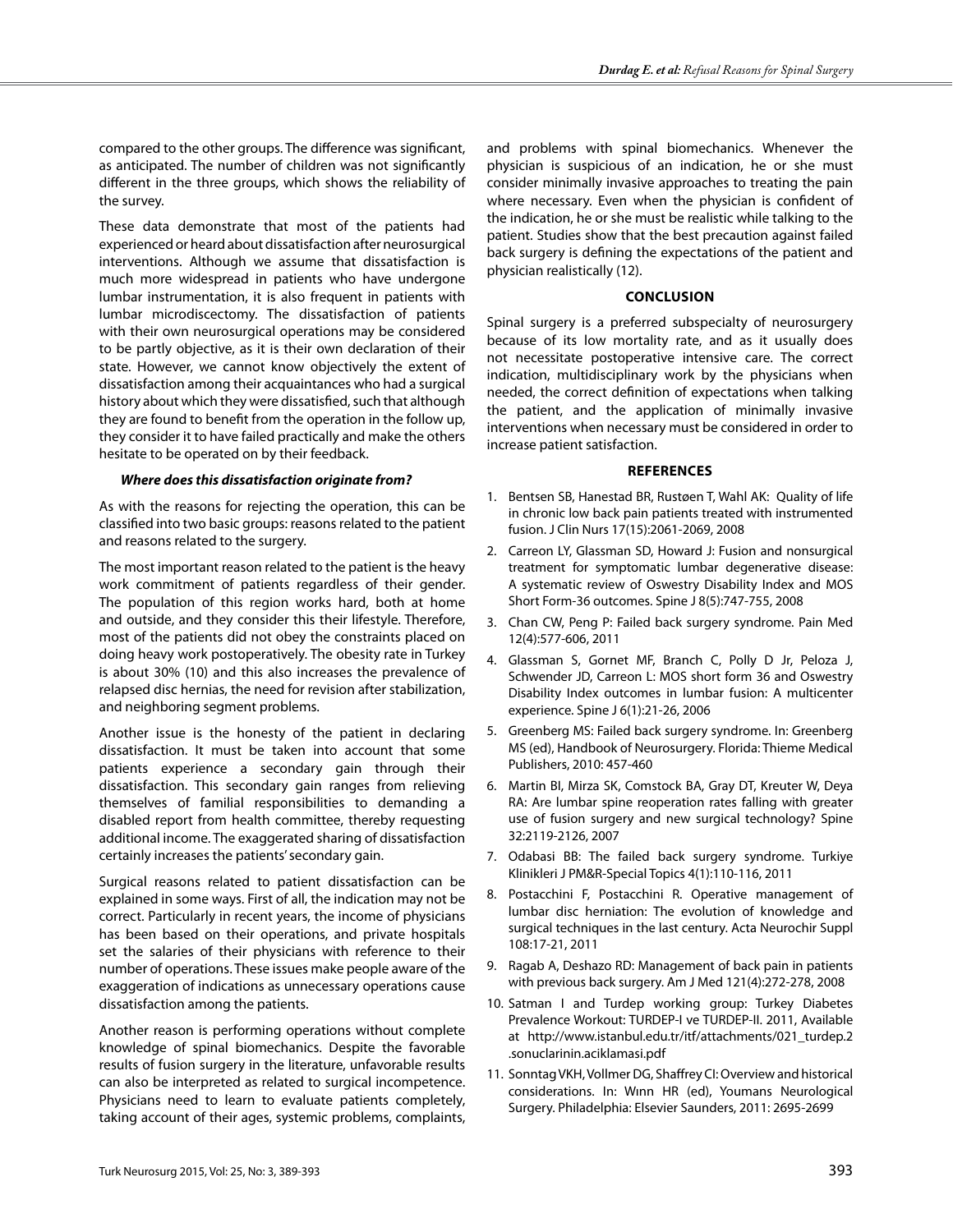compared to the other groups. The difference was significant, as anticipated. The number of children was not significantly different in the three groups, which shows the reliability of the survey.

These data demonstrate that most of the patients had experienced or heard about dissatisfaction after neurosurgical interventions. Although we assume that dissatisfaction is much more widespread in patients who have undergone lumbar instrumentation, it is also frequent in patients with lumbar microdiscectomy. The dissatisfaction of patients with their own neurosurgical operations may be considered to be partly objective, as it is their own declaration of their state. However, we cannot know objectively the extent of dissatisfaction among their acquaintances who had a surgical history about which they were dissatisfied, such that although they are found to benefit from the operation in the follow up, they consider it to have failed practically and make the others hesitate to be operated on by their feedback.

***Where does this dissatisfaction originate from?***

As with the reasons for rejecting the operation, this can be classified into two basic groups: reasons related to the patient and reasons related to the surgery.

The most important reason related to the patient is the heavy work commitment of patients regardless of their gender. The population of this region works hard, both at home and outside, and they consider this their lifestyle. Therefore, most of the patients did not obey the constraints placed on doing heavy work postoperatively. The obesity rate in Turkey is about 30% (10) and this also increases the prevalence of relapsed disc hernias, the need for revision after stabilization, and neighboring segment problems.

Another issue is the honesty of the patient in declaring dissatisfaction. It must be taken into account that some patients experience a secondary gain through their dissatisfaction. This secondary gain ranges from relieving themselves of familial responsibilities to demanding a disabled report from health committee, thereby requesting additional income. The exaggerated sharing of dissatisfaction certainly increases the patients' secondary gain.

Surgical reasons related to patient dissatisfaction can be explained in some ways. First of all, the indication may not be correct. Particularly in recent years, the income of physicians has been based on their operations, and private hospitals set the salaries of their physicians with reference to their number of operations. These issues make people aware of the exaggeration of indications as unnecessary operations cause dissatisfaction among the patients.

Another reason is performing operations without complete knowledge of spinal biomechanics. Despite the favorable results of fusion surgery in the literature, unfavorable results can also be interpreted as related to surgical incompetence. Physicians need to learn to evaluate patients completely, taking account of their ages, systemic problems, complaints, and problems with spinal biomechanics. Whenever the physician is suspicious of an indication, he or she must consider minimally invasive approaches to treating the pain where necessary. Even when the physician is confident of the indication, he or she must be realistic while talking to the patient. Studies show that the best precaution against failed back surgery is defining the expectations of the patient and physician realistically (12).

## CONCLUSION

Spinal surgery is a preferred subspecialty of neurosurgery because of its low mortality rate, and as it usually does not necessitate postoperative intensive care. The correct indication, multidisciplinary work by the physicians when needed, the correct definition of expectations when talking the patient, and the application of minimally invasive interventions when necessary must be considered in order to increase patient satisfaction.

## REFERENCES

1. Bentsen SB, Hanestad BR, Rustøen T, Wahl AK: Quality of life in chronic low back pain patients treated with instrumented fusion. J Clin Nurs 17(15):2061-2069, 2008
2. Carreon LY, Glassman SD, Howard J: Fusion and nonsurgical treatment for symptomatic lumbar degenerative disease: A systematic review of Oswestry Disability Index and MOS Short Form-36 outcomes. Spine J 8(5):747-755, 2008
3. Chan CW, Peng P: Failed back surgery syndrome. Pain Med 12(4):577-606, 2011
4. Glassman S, Gornet MF, Branch C, Polly D Jr, Peloza J, Schwender JD, Carreon L: MOS short form 36 and Oswestry Disability Index outcomes in lumbar fusion: A multicenter experience. Spine J 6(1):21-26, 2006
5. Greenberg MS: Failed back surgery syndrome. In: Greenberg MS (ed), Handbook of Neurosurgery. Florida: Thieme Medical Publishers, 2010: 457-460
6. Martin BI, Mirza SK, Comstock BA, Gray DT, Kreuter W, Deya RA: Are lumbar spine reoperation rates falling with greater use of fusion surgery and new surgical technology? Spine 32:2119-2126, 2007
7. Odabasi BB: The failed back surgery syndrome. Turkiye Klinikleri J PM&R-Special Topics 4(1):110-116, 2011
8. Postacchini F, Postacchini R. Operative management of lumbar disc herniation: The evolution of knowledge and surgical techniques in the last century. Acta Neurochir Suppl 108:17-21, 2011
9. Ragab A, Deshazo RD: Management of back pain in patients with previous back surgery. Am J Med 121(4):272-278, 2008
10. Satman I and Turdep working group: Turkey Diabetes Prevalence Workout: TURDEP-I ve TURDEP-II. 2011, Available at http://www.istanbul.edu.tr/itf/attachments/021_turdep.2.sonuclarinin.aciklamasi.pdf
11. Sonntag VKH, Vollmer DG, Shaffrey CI: Overview and historical considerations. In: Wınn HR (ed), Youmans Neurological Surgery. Philadelphia: Elsevier Saunders, 2011: 2695-2699